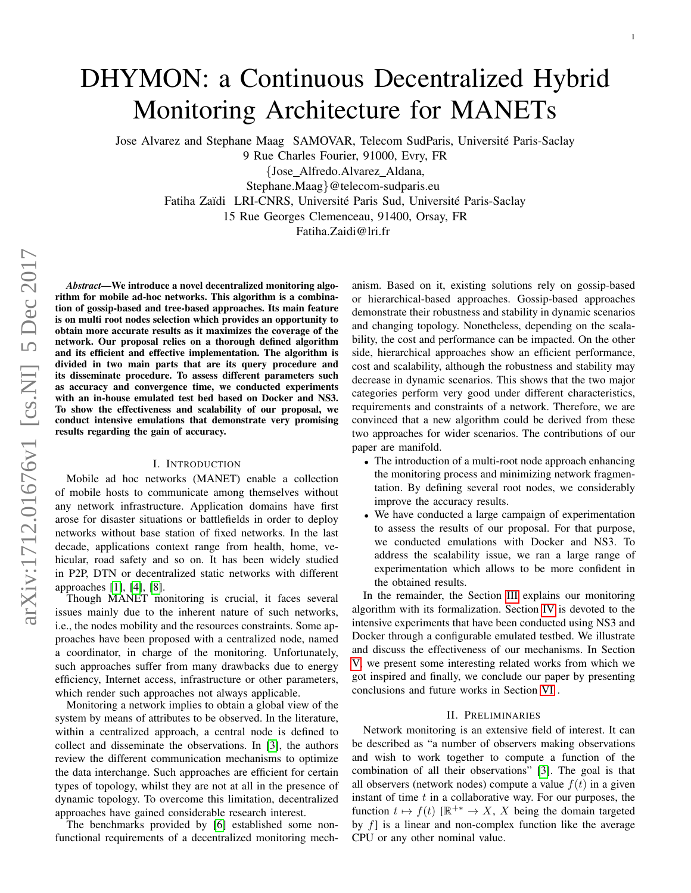# DHYMON: a Continuous Decentralized Hybrid Monitoring Architecture for MANETs

Jose Alvarez and Stephane Maag SAMOVAR, Telecom SudParis, Université Paris-Saclay
9 Rue Charles Fourier, 91000, Evry, FR
{Jose_Alfredo.Alvarez_Aldana,
Stephane.Maag}@telecom-sudparis.eu
Fatiha Zaïdi LRI-CNRS, Université Paris Sud, Université Paris-Saclay
15 Rue Georges Clemenceau, 91400, Orsay, FR
Fatiha.Zaidi@lri.fr

***Abstract*—We introduce a novel decentralized monitoring algorithm for mobile ad-hoc networks. This algorithm is a combination of gossip-based and tree-based approaches. Its main feature is on multi root nodes selection which provides an opportunity to obtain more accurate results as it maximizes the coverage of the network. Our proposal relies on a thorough defined algorithm and its efficient and effective implementation. The algorithm is divided in two main parts that are its query procedure and its disseminate procedure. To assess different parameters such as accuracy and convergence time, we conducted experiments with an in-house emulated test bed based on Docker and NS3. To show the effectiveness and scalability of our proposal, we conduct intensive emulations that demonstrate very promising results regarding the gain of accuracy.**

## I. Introduction

Mobile ad hoc networks (MANET) enable a collection of mobile hosts to communicate among themselves without any network infrastructure. Application domains have first arose for disaster situations or battlefields in order to deploy networks without base station of fixed networks. In the last decade, applications context range from health, home, vehicular, road safety and so on. It has been widely studied in P2P, DTN or decentralized static networks with different approaches [1], [4], [8].

Though MANET monitoring is crucial, it faces several issues mainly due to the inherent nature of such networks, i.e., the nodes mobility and the resources constraints. Some approaches have been proposed with a centralized node, named a coordinator, in charge of the monitoring. Unfortunately, such approaches suffer from many drawbacks due to energy efficiency, Internet access, infrastructure or other parameters, which render such approaches not always applicable.

Monitoring a network implies to obtain a global view of the system by means of attributes to be observed. In the literature, within a centralized approach, a central node is defined to collect and disseminate the observations. In [3], the authors review the different communication mechanisms to optimize the data interchange. Such approaches are efficient for certain types of topology, whilst they are not at all in the presence of dynamic topology. To overcome this limitation, decentralized approaches have gained considerable research interest.

The benchmarks provided by [6] established some non-functional requirements of a decentralized monitoring mechanism. Based on it, existing solutions rely on gossip-based or hierarchical-based approaches. Gossip-based approaches demonstrate their robustness and stability in dynamic scenarios and changing topology. Nonetheless, depending on the scalability, the cost and performance can be impacted. On the other side, hierarchical approaches show an efficient performance, cost and scalability, although the robustness and stability may decrease in dynamic scenarios. This shows that the two major categories perform very good under different characteristics, requirements and constraints of a network. Therefore, we are convinced that a new algorithm could be derived from these two approaches for wider scenarios. The contributions of our paper are manifold.

- The introduction of a multi-root node approach enhancing the monitoring process and minimizing network fragmentation. By defining several root nodes, we considerably improve the accuracy results.
- We have conducted a large campaign of experimentation to assess the results of our proposal. For that purpose, we conducted emulations with Docker and NS3. To address the scalability issue, we ran a large range of experimentation which allows to be more confident in the obtained results.

In the remainder, the Section III explains our monitoring algorithm with its formalization. Section IV is devoted to the intensive experiments that have been conducted using NS3 and Docker through a configurable emulated testbed. We illustrate and discuss the effectiveness of our mechanisms. In Section V, we present some interesting related works from which we got inspired and finally, we conclude our paper by presenting conclusions and future works in Section VI .

## II. Preliminaries

Network monitoring is an extensive field of interest. It can be described as "a number of observers making observations and wish to work together to compute a function of the combination of all their observations" [3]. The goal is that all observers (network nodes) compute a value $f(t)$ in a given instant of time $t$ in a collaborative way. For our purposes, the function $t \mapsto f(t)$ [$\mathbb{R}^{+*} \to X$, $X$ being the domain targeted by $f$] is a linear and non-complex function like the average CPU or any other nominal value.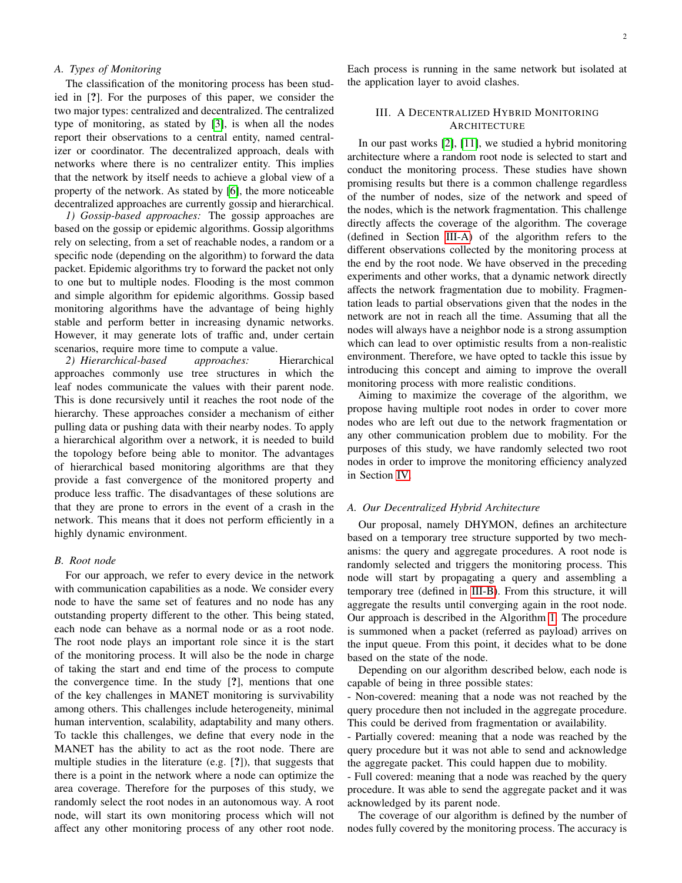### A. Types of Monitoring

The classification of the monitoring process has been studied in [?]. For the purposes of this paper, we consider the two major types: centralized and decentralized. The centralized type of monitoring, as stated by [3], is when all the nodes report their observations to a central entity, named centralizer or coordinator. The decentralized approach, deals with networks where there is no centralizer entity. This implies that the network by itself needs to achieve a global view of a property of the network. As stated by [6], the more noticeable decentralized approaches are currently gossip and hierarchical.

*1) Gossip-based approaches:* The gossip approaches are based on the gossip or epidemic algorithms. Gossip algorithms rely on selecting, from a set of reachable nodes, a random or a specific node (depending on the algorithm) to forward the data packet. Epidemic algorithms try to forward the packet not only to one but to multiple nodes. Flooding is the most common and simple algorithm for epidemic algorithms. Gossip based monitoring algorithms have the advantage of being highly stable and perform better in increasing dynamic networks. However, it may generate lots of traffic and, under certain scenarios, require more time to compute a value.

*2) Hierarchical-based approaches:* Hierarchical approaches commonly use tree structures in which the leaf nodes communicate the values with their parent node. This is done recursively until it reaches the root node of the hierarchy. These approaches consider a mechanism of either pulling data or pushing data with their nearby nodes. To apply a hierarchical algorithm over a network, it is needed to build the topology before being able to monitor. The advantages of hierarchical based monitoring algorithms are that they provide a fast convergence of the monitored property and produce less traffic. The disadvantages of these solutions are that they are prone to errors in the event of a crash in the network. This means that it does not perform efficiently in a highly dynamic environment.

### B. Root node

For our approach, we refer to every device in the network with communication capabilities as a node. We consider every node to have the same set of features and no node has any outstanding property different to the other. This being stated, each node can behave as a normal node or as a root node. The root node plays an important role since it is the start of the monitoring process. It will also be the node in charge of taking the start and end time of the process to compute the convergence time. In the study [?], mentions that one of the key challenges in MANET monitoring is survivability among others. This challenges include heterogeneity, minimal human intervention, scalability, adaptability and many others. To tackle this challenges, we define that every node in the MANET has the ability to act as the root node. There are multiple studies in the literature (e.g. [?]), that suggests that there is a point in the network where a node can optimize the area coverage. Therefore for the purposes of this study, we randomly select the root nodes in an autonomous way. A root node, will start its own monitoring process which will not affect any other monitoring process of any other root node. Each process is running in the same network but isolated at the application layer to avoid clashes.

## III. A Decentralized Hybrid Monitoring Architecture

In our past works [2], [11], we studied a hybrid monitoring architecture where a random root node is selected to start and conduct the monitoring process. These studies have shown promising results but there is a common challenge regardless of the number of nodes, size of the network and speed of the nodes, which is the network fragmentation. This challenge directly affects the coverage of the algorithm. The coverage (defined in Section III-A) of the algorithm refers to the different observations collected by the monitoring process at the end by the root node. We have observed in the preceding experiments and other works, that a dynamic network directly affects the network fragmentation due to mobility. Fragmentation leads to partial observations given that the nodes in the network are not in reach all the time. Assuming that all the nodes will always have a neighbor node is a strong assumption which can lead to over optimistic results from a non-realistic environment. Therefore, we have opted to tackle this issue by introducing this concept and aiming to improve the overall monitoring process with more realistic conditions.

Aiming to maximize the coverage of the algorithm, we propose having multiple root nodes in order to cover more nodes who are left out due to the network fragmentation or any other communication problem due to mobility. For the purposes of this study, we have randomly selected two root nodes in order to improve the monitoring efficiency analyzed in Section IV.

### A. Our Decentralized Hybrid Architecture

Our proposal, namely DHYMON, defines an architecture based on a temporary tree structure supported by two mechanisms: the query and aggregate procedures. A root node is randomly selected and triggers the monitoring process. This node will start by propagating a query and assembling a temporary tree (defined in III-B). From this structure, it will aggregate the results until converging again in the root node. Our approach is described in the Algorithm 1. The procedure is summoned when a packet (referred as payload) arrives on the input queue. From this point, it decides what to be done based on the state of the node.

Depending on our algorithm described below, each node is capable of being in three possible states:

- Non-covered: meaning that a node was not reached by the query procedure then not included in the aggregate procedure. This could be derived from fragmentation or availability.
- Partially covered: meaning that a node was reached by the query procedure but it was not able to send and acknowledge the aggregate packet. This could happen due to mobility.
- Full covered: meaning that a node was reached by the query procedure. It was able to send the aggregate packet and it was acknowledged by its parent node.

The coverage of our algorithm is defined by the number of nodes fully covered by the monitoring process. The accuracy is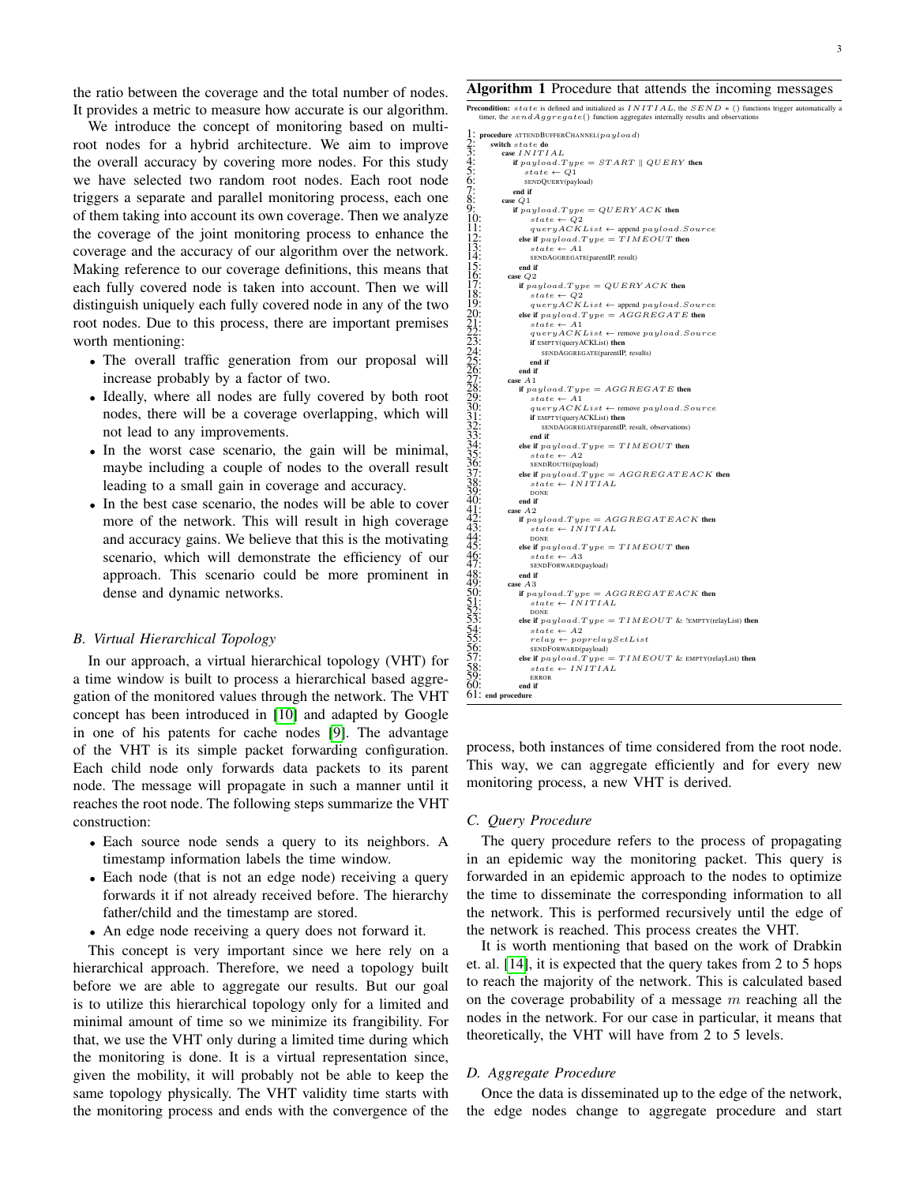the ratio between the coverage and the total number of nodes. It provides a metric to measure how accurate is our algorithm.

We introduce the concept of monitoring based on multi-root nodes for a hybrid architecture. We aim to improve the overall accuracy by covering more nodes. For this study we have selected two random root nodes. Each root node triggers a separate and parallel monitoring process, each one of them taking into account its own coverage. Then we analyze the coverage of the joint monitoring process to enhance the coverage and the accuracy of our algorithm over the network. Making reference to our coverage definitions, this means that each fully covered node is taken into account. Then we will distinguish uniquely each fully covered node in any of the two root nodes. Due to this process, there are important premises worth mentioning:

- The overall traffic generation from our proposal will increase probably by a factor of two.
- Ideally, where all nodes are fully covered by both root nodes, there will be a coverage overlapping, which will not lead to any improvements.
- In the worst case scenario, the gain will be minimal, maybe including a couple of nodes to the overall result leading to a small gain in coverage and accuracy.
- In the best case scenario, the nodes will be able to cover more of the network. This will result in high coverage and accuracy gains. We believe that this is the motivating scenario, which will demonstrate the efficiency of our approach. This scenario could be more prominent in dense and dynamic networks.

### B. Virtual Hierarchical Topology

In our approach, a virtual hierarchical topology (VHT) for a time window is built to process a hierarchical based aggregation of the monitored values through the network. The VHT concept has been introduced in [10] and adapted by Google in one of his patents for cache nodes [9]. The advantage of the VHT is its simple packet forwarding configuration. Each child node only forwards data packets to its parent node. The message will propagate in such a manner until it reaches the root node. The following steps summarize the VHT construction:

- Each source node sends a query to its neighbors. A timestamp information labels the time window.
- Each node (that is not an edge node) receiving a query forwards it if not already received before. The hierarchy father/child and the timestamp are stored.
- An edge node receiving a query does not forward it.

This concept is very important since we here rely on a hierarchical approach. Therefore, we need a topology built before we are able to aggregate our results. But our goal is to utilize this hierarchical topology only for a limited and minimal amount of time so we minimize its frangibility. For that, we use the VHT only during a limited time during which the monitoring is done. It is a virtual representation since, given the mobility, it will probably not be able to keep the same topology physically. The VHT validity time starts with the monitoring process and ends with the convergence of the process, both instances of time considered from the root node. This way, we can aggregate efficiently and for every new monitoring process, a new VHT is derived.

**Algorithm 1** Procedure that attends the incoming messages

**Precondition:** $state$ is defined and initialized as $INITIAL$, the $SEND*()$ functions trigger automatically a timer, the $sendAggregate()$ function aggregates internally results and observations

```
1:  procedure ATTENDBUFFERCHANNEL(payload)
2:      switch state do
3:          case INITIAL
4:              if payload.Type = START || QUERY then
5:                  state ← Q1
6:                  SENDQUERY(payload)
7:              end if
8:          case Q1
9:              if payload.Type = QUERYACK then
10:                 state ← Q2
11:                 queryACKList ← append payload.Source
12:             else if payload.Type = TIMEOUT then
13:                 state ← A1
14:                 SENDAGGREGATE(parentIP, result)
15:             end if
16:         case Q2
17:             if payload.Type = QUERYACK then
18:                 state ← Q2
19:                 queryACKList ← append payload.Source
20:             else if payload.Type = AGGREGATE then
21:                 state ← A1
22:                 queryACKList ← remove payload.Source
23:                 if EMPTY(queryACKList) then
24:                     SENDAGGREGATE(parentIP, results)
25:                 end if
26:             end if
27:         case A1
28:             if payload.Type = AGGREGATE then
29:                 state ← A1
30:                 queryACKList ← remove payload.Source
31:                 if EMPTY(queryACKList) then
32:                     SENDAGGREGATE(parentIP, result, observations)
33:                 end if
34:             else if payload.Type = TIMEOUT then
35:                 state ← A2
36:                 SENDROUTE(payload)
37:             else if payload.Type = AGGREGATEACK then
38:                 state ← INITIAL
39:                 DONE
40:             end if
41:         case A2
42:             if payload.Type = AGGREGATEACK then
43:                 state ← INITIAL
44:                 DONE
45:             else if payload.Type = TIMEOUT then
46:                 state ← A3
47:                 SENDFORWARD(payload)
48:             end if
49:         case A3
50:             if payload.Type = AGGREGATEACK then
51:                 state ← INITIAL
52:                 DONE
53:             else if payload.Type = TIMEOUT & !EMPTY(relayList) then
54:                 state ← A2
55:                 relay ← poprelaySetList
56:                 SENDFORWARD(payload)
57:             else if payload.Type = TIMEOUT & EMPTY(relayList) then
58:                 state ← INITIAL
59:                 ERROR
60:             end if
61: end procedure
```

### C. Query Procedure

The query procedure refers to the process of propagating in an epidemic way the monitoring packet. This query is forwarded in an epidemic approach to the nodes to optimize the time to disseminate the corresponding information to all the network. This is performed recursively until the edge of the network is reached. This process creates the VHT.

It is worth mentioning that based on the work of Drabkin et. al. [14], it is expected that the query takes from 2 to 5 hops to reach the majority of the network. This is calculated based on the coverage probability of a message $m$ reaching all the nodes in the network. For our case in particular, it means that theoretically, the VHT will have from 2 to 5 levels.

### D. Aggregate Procedure

Once the data is disseminated up to the edge of the network, the edge nodes change to aggregate procedure and start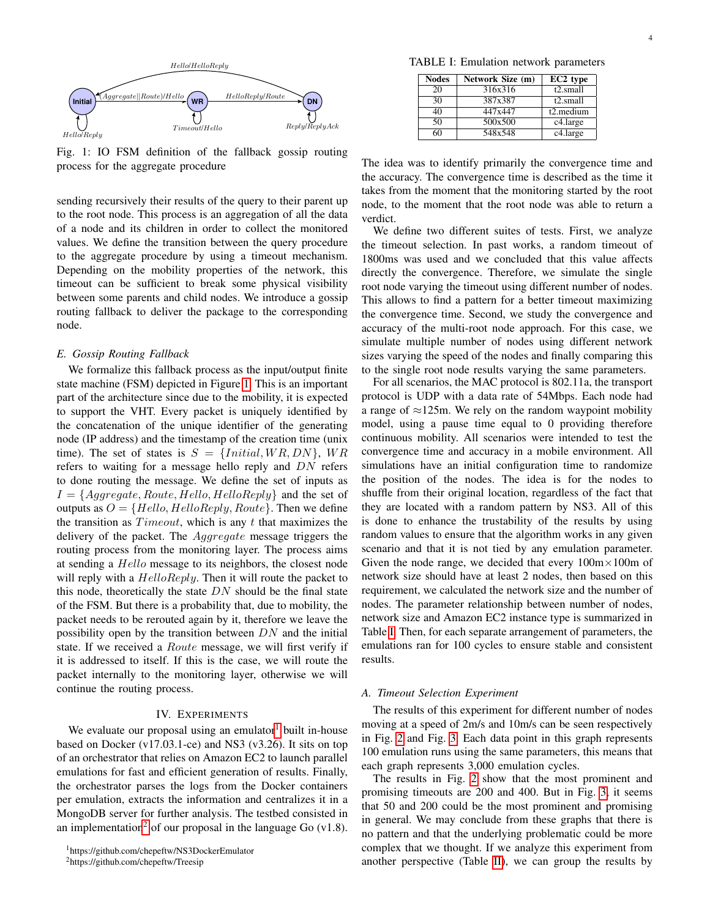Fig. 1: IO FSM definition of the fallback gossip routing process for the aggregate procedure

sending recursively their results of the query to their parent up to the root node. This process is an aggregation of all the data of a node and its children in order to collect the monitored values. We define the transition between the query procedure to the aggregate procedure by using a timeout mechanism. Depending on the mobility properties of the network, this timeout can be sufficient to break some physical visibility between some parents and child nodes. We introduce a gossip routing fallback to deliver the package to the corresponding node.

### E. Gossip Routing Fallback

We formalize this fallback process as the input/output finite state machine (FSM) depicted in Figure 1. This is an important part of the architecture since due to the mobility, it is expected to support the VHT. Every packet is uniquely identified by the concatenation of the unique identifier of the generating node (IP address) and the timestamp of the creation time (unix time). The set of states is $S = \{Initial, WR, DN\}$, $WR$ refers to waiting for a message hello reply and $DN$ refers to done routing the message. We define the set of inputs as $I = \{Aggregate, Route, Hello, HelloReply\}$ and the set of outputs as $O = \{Hello, HelloReply, Route\}$. Then we define the transition as $Timeout$, which is any $t$ that maximizes the delivery of the packet. The $Aggregate$ message triggers the routing process from the monitoring layer. The process aims at sending a $Hello$ message to its neighbors, the closest node will reply with a $HelloReply$. Then it will route the packet to this node, theoretically the state $DN$ should be the final state of the FSM. But there is a probability that, due to mobility, the packet needs to be rerouted again by it, therefore we leave the possibility open by the transition between $DN$ and the initial state. If we received a $Route$ message, we will first verify if it is addressed to itself. If this is the case, we will route the packet internally to the monitoring layer, otherwise we will continue the routing process.

## IV. Experiments

We evaluate our proposal using an emulator[1] built in-house based on Docker (v17.03.1-ce) and NS3 (v3.26). It sits on top of an orchestrator that relies on Amazon EC2 to launch parallel emulations for fast and efficient generation of results. Finally, the orchestrator parses the logs from the Docker containers per emulation, extracts the information and centralizes it in a MongoDB server for further analysis. The testbed consisted in an implementation[2] of our proposal in the language Go (v1.8).

[1]https://github.com/chepeftw/NS3DockerEmulator
[2]https://github.com/chepeftw/Treesip

TABLE I: Emulation network parameters

| Nodes | Network Size (m) | EC2 type |
|---|---|---|
| 20 | 316x316 | t2.small |
| 30 | 387x387 | t2.small |
| 40 | 447x447 | t2.medium |
| 50 | 500x500 | c4.large |
| 60 | 548x548 | c4.large |

The idea was to identify primarily the convergence time and the accuracy. The convergence time is described as the time it takes from the moment that the monitoring started by the root node, to the moment that the root node was able to return a verdict.

We define two different suites of tests. First, we analyze the timeout selection. In past works, a random timeout of 1800ms was used and we concluded that this value affects directly the convergence. Therefore, we simulate the single root node varying the timeout using different number of nodes. This allows to find a pattern for a better timeout maximizing the convergence time. Second, we study the convergence and accuracy of the multi-root node approach. For this case, we simulate multiple number of nodes using different network sizes varying the speed of the nodes and finally comparing this to the single root node results varying the same parameters.

For all scenarios, the MAC protocol is 802.11a, the transport protocol is UDP with a data rate of 54Mbps. Each node had a range of ≈125m. We rely on the random waypoint mobility model, using a pause time equal to 0 providing therefore continuous mobility. All scenarios were intended to test the convergence time and accuracy in a mobile environment. All simulations have an initial configuration time to randomize the position of the nodes. The idea is for the nodes to shuffle from their original location, regardless of the fact that they are located with a random pattern by NS3. All of this is done to enhance the trustability of the results by using random values to ensure that the algorithm works in any given scenario and that it is not tied by any emulation parameter. Given the node range, we decided that every 100m×100m of network size should have at least 2 nodes, then based on this requirement, we calculated the network size and the number of nodes. The parameter relationship between number of nodes, network size and Amazon EC2 instance type is summarized in Table I. Then, for each separate arrangement of parameters, the emulations ran for 100 cycles to ensure stable and consistent results.

### A. Timeout Selection Experiment

The results of this experiment for different number of nodes moving at a speed of 2m/s and 10m/s can be seen respectively in Fig. 2 and Fig. 3. Each data point in this graph represents 100 emulation runs using the same parameters, this means that each graph represents 3,000 emulation cycles.

The results in Fig. 2 show that the most prominent and promising timeouts are 200 and 400. But in Fig. 3, it seems that 50 and 200 could be the most prominent and promising in general. We may conclude from these graphs that there is no pattern and that the underlying problematic could be more complex that we thought. If we analyze this experiment from another perspective (Table II), we can group the results by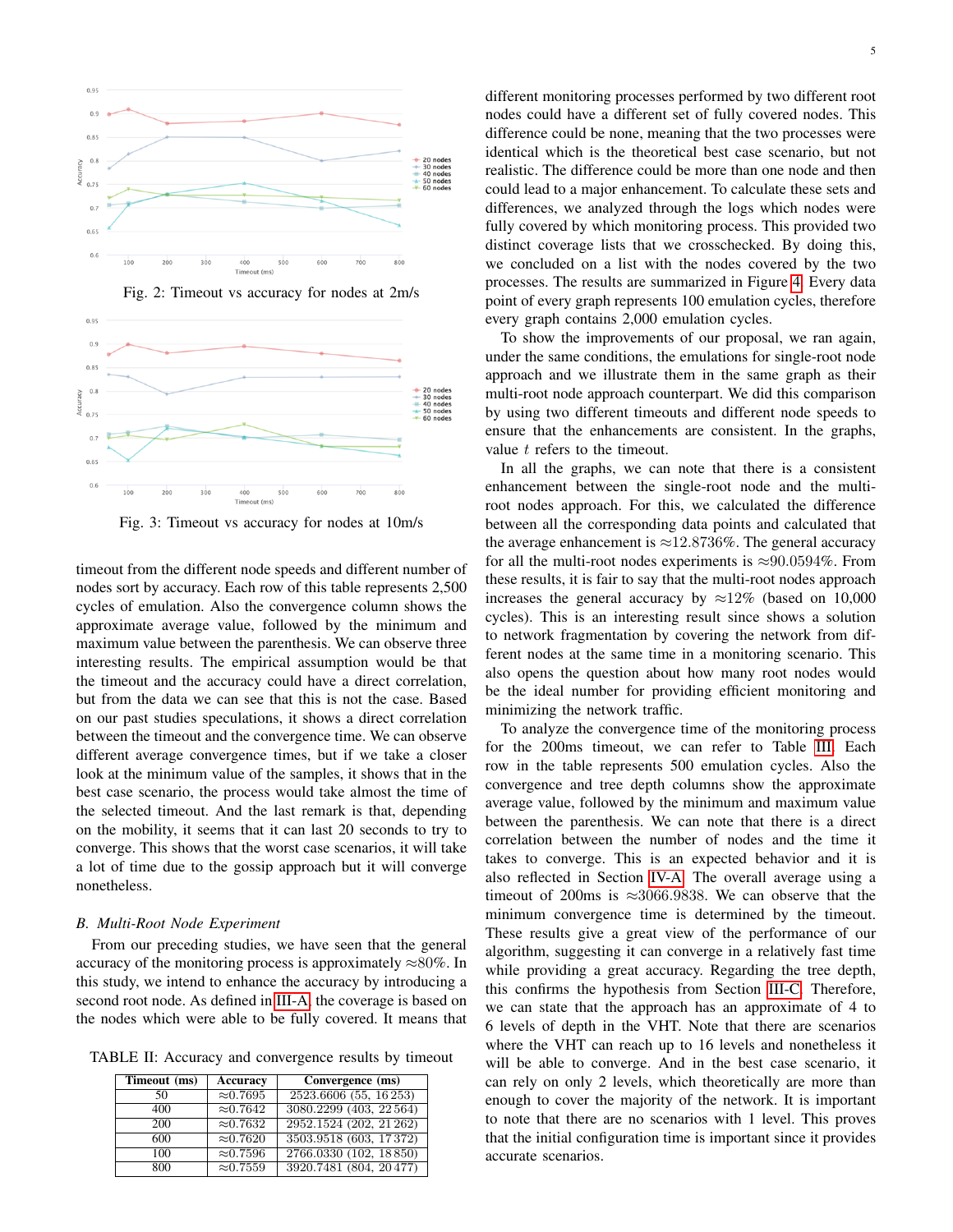Fig. 2: Timeout vs accuracy for nodes at 2m/s

Fig. 3: Timeout vs accuracy for nodes at 10m/s

timeout from the different node speeds and different number of nodes sort by accuracy. Each row of this table represents 2,500 cycles of emulation. Also the convergence column shows the approximate average value, followed by the minimum and maximum value between the parenthesis. We can observe three interesting results. The empirical assumption would be that the timeout and the accuracy could have a direct correlation, but from the data we can see that this is not the case. Based on our past studies speculations, it shows a direct correlation between the timeout and the convergence time. We can observe different average convergence times, but if we take a closer look at the minimum value of the samples, it shows that in the best case scenario, the process would take almost the time of the selected timeout. And the last remark is that, depending on the mobility, it seems that it can last 20 seconds to try to converge. This shows that the worst case scenarios, it will take a lot of time due to the gossip approach but it will converge nonetheless.

### B. Multi-Root Node Experiment

From our preceding studies, we have seen that the general accuracy of the monitoring process is approximately ≈80%. In this study, we intend to enhance the accuracy by introducing a second root node. As defined in III-A, the coverage is based on the nodes which were able to be fully covered. It means that different monitoring processes performed by two different root nodes could have a different set of fully covered nodes. This difference could be none, meaning that the two processes were identical which is the theoretical best case scenario, but not realistic. The difference could be more than one node and then could lead to a major enhancement. To calculate these sets and differences, we analyzed through the logs which nodes were fully covered by which monitoring process. This provided two distinct coverage lists that we crosschecked. By doing this, we concluded on a list with the nodes covered by the two processes. The results are summarized in Figure 4. Every data point of every graph represents 100 emulation cycles, therefore every graph contains 2,000 emulation cycles.

TABLE II: Accuracy and convergence results by timeout

| Timeout (ms) | Accuracy | Convergence (ms) |
|---|---|---|
| 50 | ≈0.7695 | 2523.6606 (55, 16 253) |
| 400 | ≈0.7642 | 3080.2299 (403, 22 564) |
| 200 | ≈0.7632 | 2952.1524 (202, 21 262) |
| 600 | ≈0.7620 | 3503.9518 (603, 17 372) |
| 100 | ≈0.7596 | 2766.0330 (102, 18 850) |
| 800 | ≈0.7559 | 3920.7481 (804, 20 477) |

To show the improvements of our proposal, we ran again, under the same conditions, the emulations for single-root node approach and we illustrate them in the same graph as their multi-root node approach counterpart. We did this comparison by using two different timeouts and different node speeds to ensure that the enhancements are consistent. In the graphs, value $t$ refers to the timeout.

In all the graphs, we can note that there is a consistent enhancement between the single-root node and the multi-root nodes approach. For this, we calculated the difference between all the corresponding data points and calculated that the average enhancement is ≈12.8736%. The general accuracy for all the multi-root nodes experiments is ≈90.0594%. From these results, it is fair to say that the multi-root nodes approach increases the general accuracy by ≈12% (based on 10,000 cycles). This is an interesting result since shows a solution to network fragmentation by covering the network from different nodes at the same time in a monitoring scenario. This also opens the question about how many root nodes would be the ideal number for providing efficient monitoring and minimizing the network traffic.

To analyze the convergence time of the monitoring process for the 200ms timeout, we can refer to Table III. Each row in the table represents 500 emulation cycles. Also the convergence and tree depth columns show the approximate average value, followed by the minimum and maximum value between the parenthesis. We can note that there is a direct correlation between the number of nodes and the time it takes to converge. This is an expected behavior and it is also reflected in Section IV-A. The overall average using a timeout of 200ms is ≈3066.9838. We can observe that the minimum convergence time is determined by the timeout. These results give a great view of the performance of our algorithm, suggesting it can converge in a relatively fast time while providing a great accuracy. Regarding the tree depth, this confirms the hypothesis from Section III-C. Therefore, we can state that the approach has an approximate of 4 to 6 levels of depth in the VHT. Note that there are scenarios where the VHT can reach up to 16 levels and nonetheless it will be able to converge. And in the best case scenario, it can rely on only 2 levels, which theoretically are more than enough to cover the majority of the network. It is important to note that there are no scenarios with 1 level. This proves that the initial configuration time is important since it provides accurate scenarios.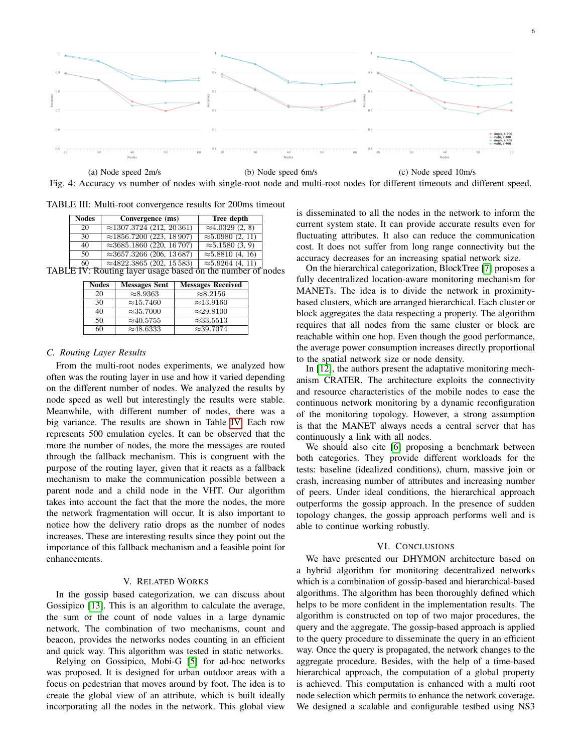(a) Node speed 2m/s

(b) Node speed 6m/s

(c) Node speed 10m/s

Fig. 4: Accuracy vs number of nodes with single-root node and multi-root nodes for different timeouts and different speed.

TABLE III: Multi-root convergence results for 200ms timeout

| Nodes | Convergence (ms) | Tree depth |
|---|---|---|
| 20 | ≈1307.3724 (212, 20 361) | ≈4.0329 (2, 8) |
| 30 | ≈1856.7200 (223, 18 907) | ≈5.0980 (2, 11) |
| 40 | ≈3685.1860 (220, 16 707) | ≈5.1580 (3, 9) |
| 50 | ≈3657.3266 (206, 13 687) | ≈5.8810 (4, 16) |
| 60 | ≈4822.3865 (202, 15 583) | ≈5.9264 (4, 11) |

TABLE IV: Routing layer usage based on the number of nodes

| Nodes | Messages Sent | Messages Received |
|---|---|---|
| 20 | ≈8.9363 | ≈8.2156 |
| 30 | ≈15.7460 | ≈13.9160 |
| 40 | ≈35.7000 | ≈29.8100 |
| 50 | ≈40.5755 | ≈33.5513 |
| 60 | ≈48.6333 | ≈39.7074 |

### C. Routing Layer Results

From the multi-root nodes experiments, we analyzed how often was the routing layer in use and how it varied depending on the different number of nodes. We analyzed the results by node speed as well but interestingly the results were stable. Meanwhile, with different number of nodes, there was a big variance. The results are shown in Table IV. Each row represents 500 emulation cycles. It can be observed that the more the number of nodes, the more the messages are routed through the fallback mechanism. This is congruent with the purpose of the routing layer, given that it reacts as a fallback mechanism to make the communication possible between a parent node and a child node in the VHT. Our algorithm takes into account the fact that the more the nodes, the more the network fragmentation will occur. It is also important to notice how the delivery ratio drops as the number of nodes increases. These are interesting results since they point out the importance of this fallback mechanism and a feasible point for enhancements.

## V. Related Works

In the gossip based categorization, we can discuss about Gossipico [13]. This is an algorithm to calculate the average, the sum or the count of node values in a large dynamic network. The combination of two mechanisms, count and beacon, provides the networks nodes counting in an efficient and quick way. This algorithm was tested in static networks.

Relying on Gossipico, Mobi-G [5] for ad-hoc networks was proposed. It is designed for urban outdoor areas with a focus on pedestrian that moves around by foot. The idea is to create the global view of an attribute, which is built ideally incorporating all the nodes in the network. This global view is disseminated to all the nodes in the network to inform the current system state. It can provide accurate results even for fluctuating attributes. It also can reduce the communication cost. It does not suffer from long range connectivity but the accuracy decreases for an increasing spatial network size.

On the hierarchical categorization, BlockTree [7] proposes a fully decentralized location-aware monitoring mechanism for MANETs. The idea is to divide the network in proximity-based clusters, which are arranged hierarchical. Each cluster or block aggregates the data respecting a property. The algorithm requires that all nodes from the same cluster or block are reachable within one hop. Even though the good performance, the average power consumption increases directly proportional to the spatial network size or node density.

In [12], the authors present the adaptative monitoring mechanism CRATER. The architecture exploits the connectivity and resource characteristics of the mobile nodes to ease the continuous network monitoring by a dynamic reconfiguration of the monitoring topology. However, a strong assumption is that the MANET always needs a central server that has continuously a link with all nodes.

We should also cite [6] proposing a benchmark between both categories. They provide different workloads for the tests: baseline (idealized conditions), churn, massive join or crash, increasing number of attributes and increasing number of peers. Under ideal conditions, the hierarchical approach outperforms the gossip approach. In the presence of sudden topology changes, the gossip approach performs well and is able to continue working robustly.

## VI. Conclusions

We have presented our DHYMON architecture based on a hybrid algorithm for monitoring decentralized networks which is a combination of gossip-based and hierarchical-based algorithms. The algorithm has been thoroughly defined which helps to be more confident in the implementation results. The algorithm is constructed on top of two major procedures, the query and the aggregate. The gossip-based approach is applied to the query procedure to disseminate the query in an efficient way. Once the query is propagated, the network changes to the aggregate procedure. Besides, with the help of a time-based hierarchical approach, the computation of a global property is achieved. This computation is enhanced with a multi root node selection which permits to enhance the network coverage. We designed a scalable and configurable testbed using NS3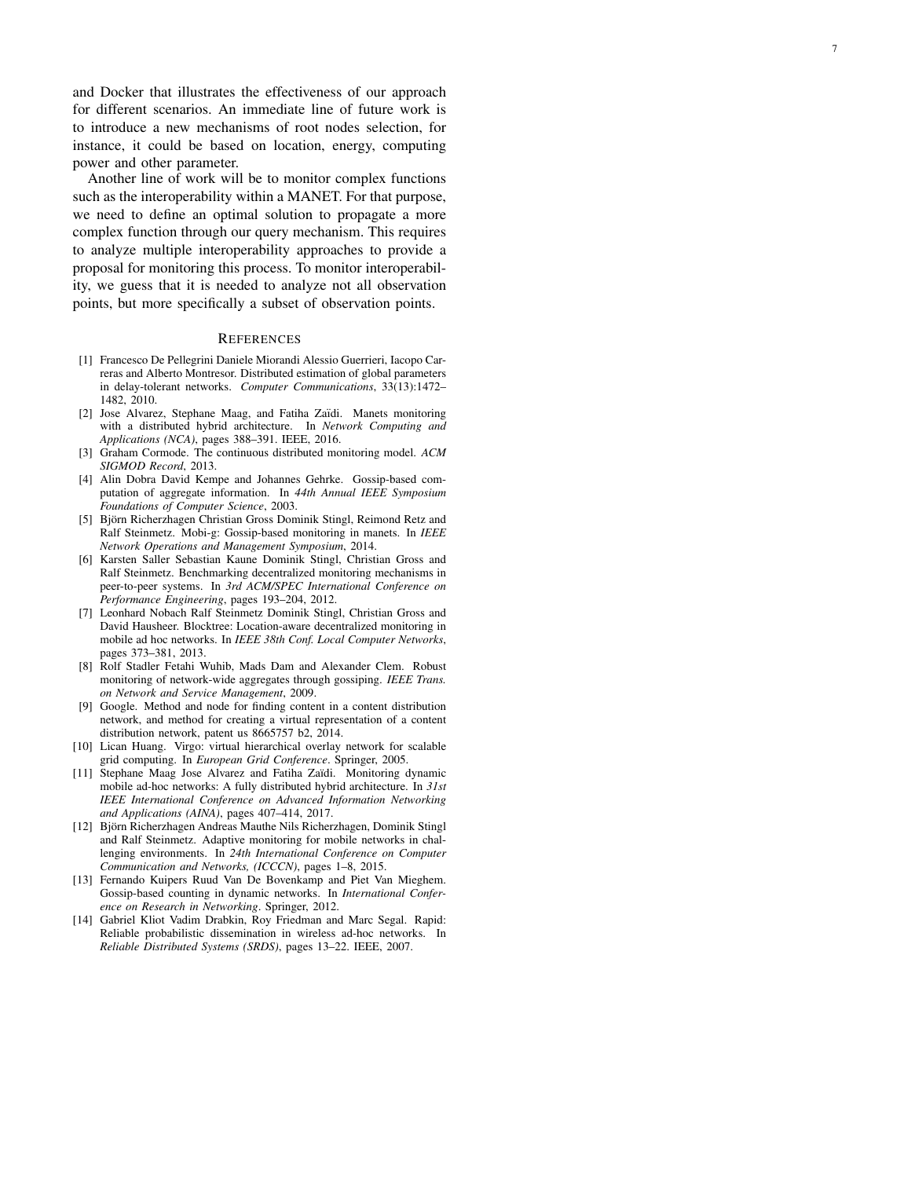and Docker that illustrates the effectiveness of our approach for different scenarios. An immediate line of future work is to introduce a new mechanisms of root nodes selection, for instance, it could be based on location, energy, computing power and other parameter.

Another line of work will be to monitor complex functions such as the interoperability within a MANET. For that purpose, we need to define an optimal solution to propagate a more complex function through our query mechanism. This requires to analyze multiple interoperability approaches to provide a proposal for monitoring this process. To monitor interoperability, we guess that it is needed to analyze not all observation points, but more specifically a subset of observation points.

## REFERENCES

[1] Francesco De Pellegrini Daniele Miorandi Alessio Guerrieri, Iacopo Carreras and Alberto Montresor. Distributed estimation of global parameters in delay-tolerant networks. *Computer Communications*, 33(13):1472–1482, 2010.

[2] Jose Alvarez, Stephane Maag, and Fatiha Zaïdi. Manets monitoring with a distributed hybrid architecture. In *Network Computing and Applications (NCA)*, pages 388–391. IEEE, 2016.

[3] Graham Cormode. The continuous distributed monitoring model. *ACM SIGMOD Record*, 2013.

[4] Alin Dobra David Kempe and Johannes Gehrke. Gossip-based computation of aggregate information. In *44th Annual IEEE Symposium Foundations of Computer Science*, 2003.

[5] Björn Richerzhagen Christian Gross Dominik Stingl, Reimond Retz and Ralf Steinmetz. Mobi-g: Gossip-based monitoring in manets. In *IEEE Network Operations and Management Symposium*, 2014.

[6] Karsten Saller Sebastian Kaune Dominik Stingl, Christian Gross and Ralf Steinmetz. Benchmarking decentralized monitoring mechanisms in peer-to-peer systems. In *3rd ACM/SPEC International Conference on Performance Engineering*, pages 193–204, 2012.

[7] Leonhard Nobach Ralf Steinmetz Dominik Stingl, Christian Gross and David Hausheer. Blocktree: Location-aware decentralized monitoring in mobile ad hoc networks. In *IEEE 38th Conf. Local Computer Networks*, pages 373–381, 2013.

[8] Rolf Stadler Fetahi Wuhib, Mads Dam and Alexander Clem. Robust monitoring of network-wide aggregates through gossiping. *IEEE Trans. on Network and Service Management*, 2009.

[9] Google. Method and node for finding content in a content distribution network, and method for creating a virtual representation of a content distribution network, patent us 8665757 b2, 2014.

[10] Lican Huang. Virgo: virtual hierarchical overlay network for scalable grid computing. In *European Grid Conference*. Springer, 2005.

[11] Stephane Maag Jose Alvarez and Fatiha Zaïdi. Monitoring dynamic mobile ad-hoc networks: A fully distributed hybrid architecture. In *31st IEEE International Conference on Advanced Information Networking and Applications (AINA)*, pages 407–414, 2017.

[12] Björn Richerzhagen Andreas Mauthe Nils Richerzhagen, Dominik Stingl and Ralf Steinmetz. Adaptive monitoring for mobile networks in challenging environments. In *24th International Conference on Computer Communication and Networks, (ICCCN)*, pages 1–8, 2015.

[13] Fernando Kuipers Ruud Van De Bovenkamp and Piet Van Mieghem. Gossip-based counting in dynamic networks. In *International Conference on Research in Networking*. Springer, 2012.

[14] Gabriel Kliot Vadim Drabkin, Roy Friedman and Marc Segal. Rapid: Reliable probabilistic dissemination in wireless ad-hoc networks. In *Reliable Distributed Systems (SRDS)*, pages 13–22. IEEE, 2007.